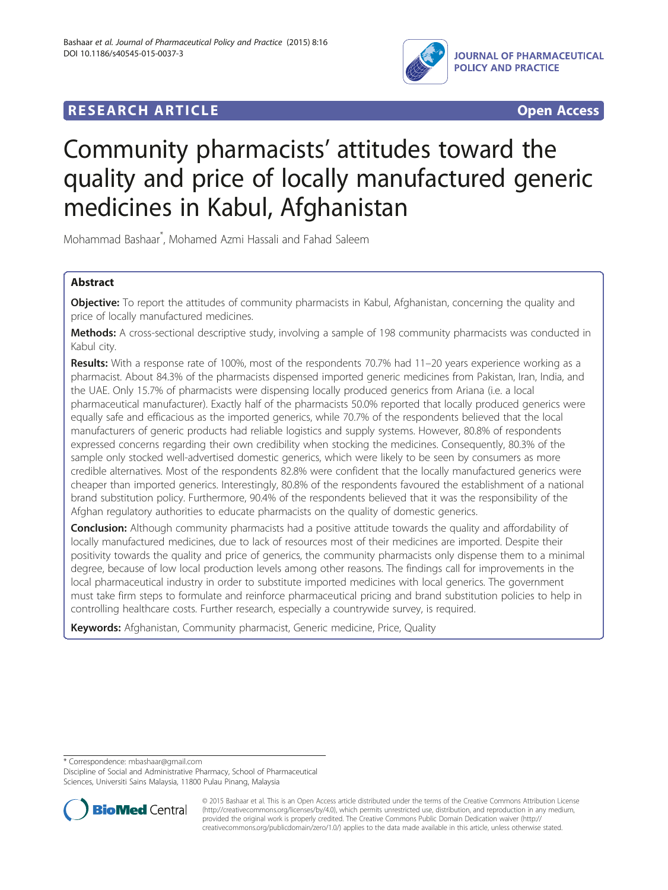RESEARCH ARTICLE Open Access

# Community pharmacists' attitudes toward the quality and price of locally manufactured generic medicines in Kabul, Afghanistan

Mohammad Bashaar*, Mohamed Azmi Hassali and Fahad Saleem

## Abstract

**Objective:** To report the attitudes of community pharmacists in Kabul, Afghanistan, concerning the quality and price of locally manufactured medicines.

**Methods:** A cross-sectional descriptive study, involving a sample of 198 community pharmacists was conducted in Kabul city.

**Results:** With a response rate of 100%, most of the respondents 70.7% had 11–20 years experience working as a pharmacist. About 84.3% of the pharmacists dispensed imported generic medicines from Pakistan, Iran, India, and the UAE. Only 15.7% of pharmacists were dispensing locally produced generics from Ariana (i.e. a local pharmaceutical manufacturer). Exactly half of the pharmacists 50.0% reported that locally produced generics were equally safe and efficacious as the imported generics, while 70.7% of the respondents believed that the local manufacturers of generic products had reliable logistics and supply systems. However, 80.8% of respondents expressed concerns regarding their own credibility when stocking the medicines. Consequently, 80.3% of the sample only stocked well-advertised domestic generics, which were likely to be seen by consumers as more credible alternatives. Most of the respondents 82.8% were confident that the locally manufactured generics were cheaper than imported generics. Interestingly, 80.8% of the respondents favoured the establishment of a national brand substitution policy. Furthermore, 90.4% of the respondents believed that it was the responsibility of the Afghan regulatory authorities to educate pharmacists on the quality of domestic generics.

**Conclusion:** Although community pharmacists had a positive attitude towards the quality and affordability of locally manufactured medicines, due to lack of resources most of their medicines are imported. Despite their positivity towards the quality and price of generics, the community pharmacists only dispense them to a minimal degree, because of low local production levels among other reasons. The findings call for improvements in the local pharmaceutical industry in order to substitute imported medicines with local generics. The government must take firm steps to formulate and reinforce pharmaceutical pricing and brand substitution policies to help in controlling healthcare costs. Further research, especially a countrywide survey, is required.

**Keywords:** Afghanistan, Community pharmacist, Generic medicine, Price, Quality

* Correspondence: mbashaar@gmail.com
Discipline of Social and Administrative Pharmacy, School of Pharmaceutical Sciences, Universiti Sains Malaysia, 11800 Pulau Pinang, Malaysia

© 2015 Bashaar et al. This is an Open Access article distributed under the terms of the Creative Commons Attribution License (http://creativecommons.org/licenses/by/4.0), which permits unrestricted use, distribution, and reproduction in any medium, provided the original work is properly credited. The Creative Commons Public Domain Dedication waiver (http://creativecommons.org/publicdomain/zero/1.0/) applies to the data made available in this article, unless otherwise stated.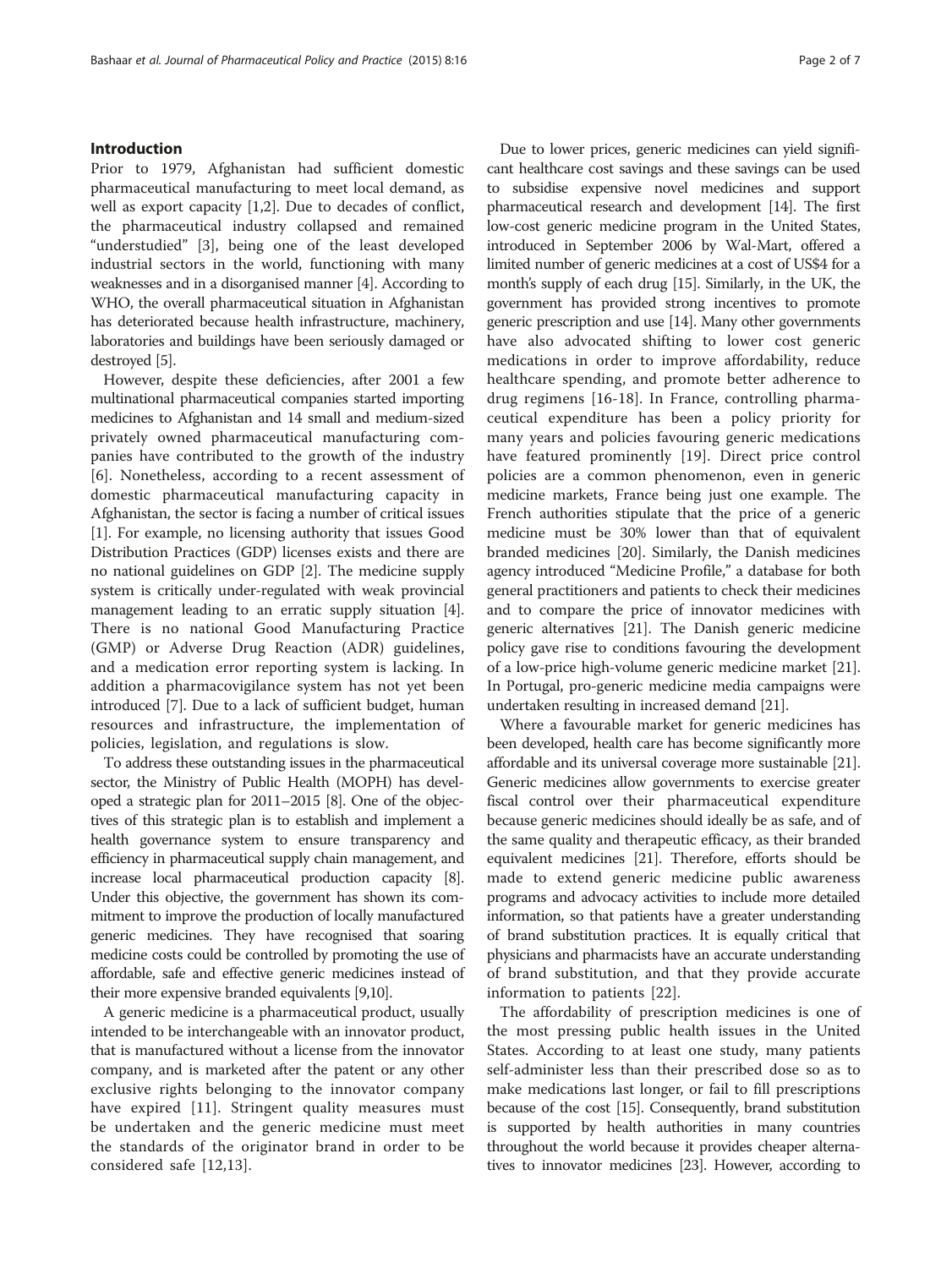## Introduction

Prior to 1979, Afghanistan had sufficient domestic pharmaceutical manufacturing to meet local demand, as well as export capacity [1,2]. Due to decades of conflict, the pharmaceutical industry collapsed and remained "understudied" [3], being one of the least developed industrial sectors in the world, functioning with many weaknesses and in a disorganised manner [4]. According to WHO, the overall pharmaceutical situation in Afghanistan has deteriorated because health infrastructure, machinery, laboratories and buildings have been seriously damaged or destroyed [5].

However, despite these deficiencies, after 2001 a few multinational pharmaceutical companies started importing medicines to Afghanistan and 14 small and medium-sized privately owned pharmaceutical manufacturing companies have contributed to the growth of the industry [6]. Nonetheless, according to a recent assessment of domestic pharmaceutical manufacturing capacity in Afghanistan, the sector is facing a number of critical issues [1]. For example, no licensing authority that issues Good Distribution Practices (GDP) licenses exists and there are no national guidelines on GDP [2]. The medicine supply system is critically under-regulated with weak provincial management leading to an erratic supply situation [4]. There is no national Good Manufacturing Practice (GMP) or Adverse Drug Reaction (ADR) guidelines, and a medication error reporting system is lacking. In addition a pharmacovigilance system has not yet been introduced [7]. Due to a lack of sufficient budget, human resources and infrastructure, the implementation of policies, legislation, and regulations is slow.

To address these outstanding issues in the pharmaceutical sector, the Ministry of Public Health (MOPH) has developed a strategic plan for 2011–2015 [8]. One of the objectives of this strategic plan is to establish and implement a health governance system to ensure transparency and efficiency in pharmaceutical supply chain management, and increase local pharmaceutical production capacity [8]. Under this objective, the government has shown its commitment to improve the production of locally manufactured generic medicines. They have recognised that soaring medicine costs could be controlled by promoting the use of affordable, safe and effective generic medicines instead of their more expensive branded equivalents [9,10].

A generic medicine is a pharmaceutical product, usually intended to be interchangeable with an innovator product, that is manufactured without a license from the innovator company, and is marketed after the patent or any other exclusive rights belonging to the innovator company have expired [11]. Stringent quality measures must be undertaken and the generic medicine must meet the standards of the originator brand in order to be considered safe [12,13].

Due to lower prices, generic medicines can yield significant healthcare cost savings and these savings can be used to subsidise expensive novel medicines and support pharmaceutical research and development [14]. The first low-cost generic medicine program in the United States, introduced in September 2006 by Wal-Mart, offered a limited number of generic medicines at a cost of US$4 for a month's supply of each drug [15]. Similarly, in the UK, the government has provided strong incentives to promote generic prescription and use [14]. Many other governments have also advocated shifting to lower cost generic medications in order to improve affordability, reduce healthcare spending, and promote better adherence to drug regimens [16-18]. In France, controlling pharmaceutical expenditure has been a policy priority for many years and policies favouring generic medications have featured prominently [19]. Direct price control policies are a common phenomenon, even in generic medicine markets, France being just one example. The French authorities stipulate that the price of a generic medicine must be 30% lower than that of equivalent branded medicines [20]. Similarly, the Danish medicines agency introduced "Medicine Profile," a database for both general practitioners and patients to check their medicines and to compare the price of innovator medicines with generic alternatives [21]. The Danish generic medicine policy gave rise to conditions favouring the development of a low-price high-volume generic medicine market [21]. In Portugal, pro-generic medicine media campaigns were undertaken resulting in increased demand [21].

Where a favourable market for generic medicines has been developed, health care has become significantly more affordable and its universal coverage more sustainable [21]. Generic medicines allow governments to exercise greater fiscal control over their pharmaceutical expenditure because generic medicines should ideally be as safe, and of the same quality and therapeutic efficacy, as their branded equivalent medicines [21]. Therefore, efforts should be made to extend generic medicine public awareness programs and advocacy activities to include more detailed information, so that patients have a greater understanding of brand substitution practices. It is equally critical that physicians and pharmacists have an accurate understanding of brand substitution, and that they provide accurate information to patients [22].

The affordability of prescription medicines is one of the most pressing public health issues in the United States. According to at least one study, many patients self-administer less than their prescribed dose so as to make medications last longer, or fail to fill prescriptions because of the cost [15]. Consequently, brand substitution is supported by health authorities in many countries throughout the world because it provides cheaper alternatives to innovator medicines [23]. However, according to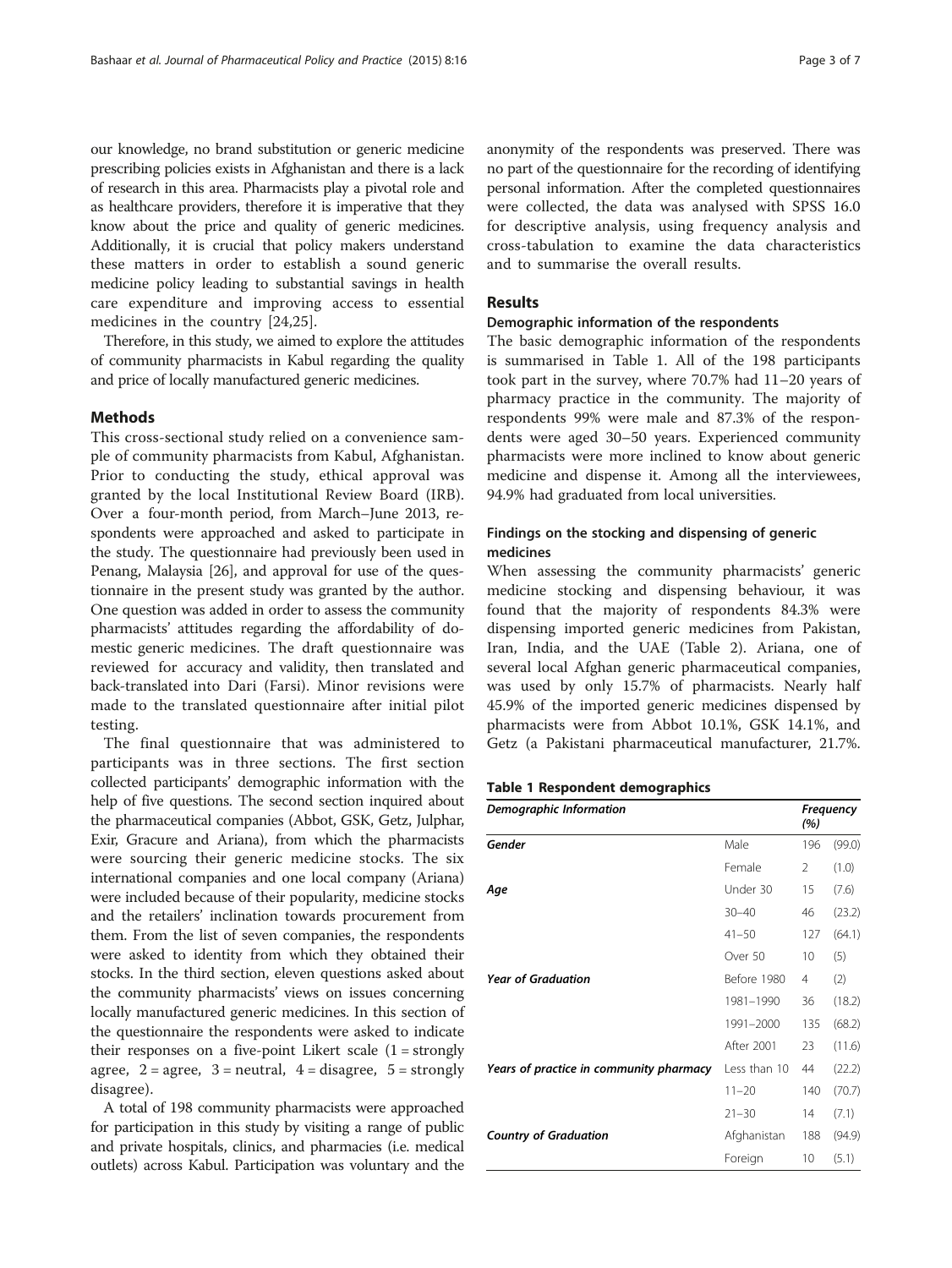our knowledge, no brand substitution or generic medicine prescribing policies exists in Afghanistan and there is a lack of research in this area. Pharmacists play a pivotal role and as healthcare providers, therefore it is imperative that they know about the price and quality of generic medicines. Additionally, it is crucial that policy makers understand these matters in order to establish a sound generic medicine policy leading to substantial savings in health care expenditure and improving access to essential medicines in the country [24,25].

Therefore, in this study, we aimed to explore the attitudes of community pharmacists in Kabul regarding the quality and price of locally manufactured generic medicines.

## Methods

This cross-sectional study relied on a convenience sample of community pharmacists from Kabul, Afghanistan. Prior to conducting the study, ethical approval was granted by the local Institutional Review Board (IRB). Over a four-month period, from March–June 2013, respondents were approached and asked to participate in the study. The questionnaire had previously been used in Penang, Malaysia [26], and approval for use of the questionnaire in the present study was granted by the author. One question was added in order to assess the community pharmacists' attitudes regarding the affordability of domestic generic medicines. The draft questionnaire was reviewed for accuracy and validity, then translated and back-translated into Dari (Farsi). Minor revisions were made to the translated questionnaire after initial pilot testing.

The final questionnaire that was administered to participants was in three sections. The first section collected participants' demographic information with the help of five questions. The second section inquired about the pharmaceutical companies (Abbot, GSK, Getz, Julphar, Exir, Gracure and Ariana), from which the pharmacists were sourcing their generic medicine stocks. The six international companies and one local company (Ariana) were included because of their popularity, medicine stocks and the retailers' inclination towards procurement from them. From the list of seven companies, the respondents were asked to identity from which they obtained their stocks. In the third section, eleven questions asked about the community pharmacists' views on issues concerning locally manufactured generic medicines. In this section of the questionnaire the respondents were asked to indicate their responses on a five-point Likert scale (1 = strongly agree, 2 = agree, 3 = neutral, 4 = disagree, 5 = strongly disagree).

A total of 198 community pharmacists were approached for participation in this study by visiting a range of public and private hospitals, clinics, and pharmacies (i.e. medical outlets) across Kabul. Participation was voluntary and the anonymity of the respondents was preserved. There was no part of the questionnaire for the recording of identifying personal information. After the completed questionnaires were collected, the data was analysed with SPSS 16.0 for descriptive analysis, using frequency analysis and cross-tabulation to examine the data characteristics and to summarise the overall results.

## Results

### Demographic information of the respondents

The basic demographic information of the respondents is summarised in Table 1. All of the 198 participants took part in the survey, where 70.7% had 11–20 years of pharmacy practice in the community. The majority of respondents 99% were male and 87.3% of the respondents were aged 30–50 years. Experienced community pharmacists were more inclined to know about generic medicine and dispense it. Among all the interviewees, 94.9% had graduated from local universities.

### Findings on the stocking and dispensing of generic medicines

When assessing the community pharmacists' generic medicine stocking and dispensing behaviour, it was found that the majority of respondents 84.3% were dispensing imported generic medicines from Pakistan, Iran, India, and the UAE (Table 2). Ariana, one of several local Afghan generic pharmaceutical companies, was used by only 15.7% of pharmacists. Nearly half 45.9% of the imported generic medicines dispensed by pharmacists were from Abbot 10.1%, GSK 14.1%, and Getz (a Pakistani pharmaceutical manufacturer, 21.7%.

**Table 1 Respondent demographics**

| *Demographic Information* | | *Frequency (%)* | |
|---|---|---|---|
| ***Gender*** | Male | 196 | (99.0) |
| | Female | 2 | (1.0) |
| ***Age*** | Under 30 | 15 | (7.6) |
| | 30–40 | 46 | (23.2) |
| | 41–50 | 127 | (64.1) |
| | Over 50 | 10 | (5) |
| ***Year of Graduation*** | Before 1980 | 4 | (2) |
| | 1981–1990 | 36 | (18.2) |
| | 1991–2000 | 135 | (68.2) |
| | After 2001 | 23 | (11.6) |
| ***Years of practice in community pharmacy*** | Less than 10 | 44 | (22.2) |
| | 11–20 | 140 | (70.7) |
| | 21–30 | 14 | (7.1) |
| ***Country of Graduation*** | Afghanistan | 188 | (94.9) |
| | Foreign | 10 | (5.1) |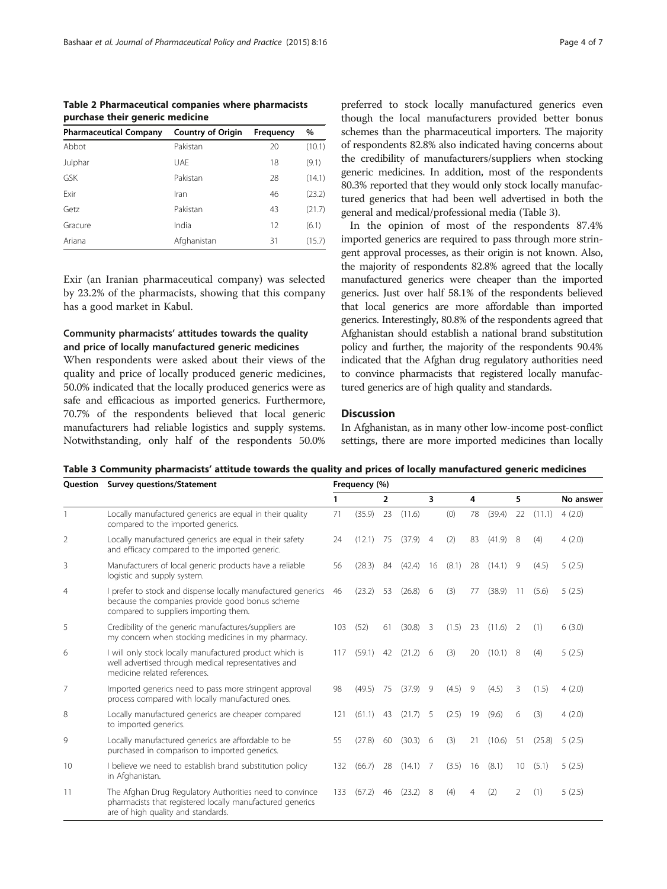**Table 2 Pharmaceutical companies where pharmacists purchase their generic medicine**

| Pharmaceutical Company | Country of Origin | Frequency | % |
|---|---|---|---|
| Abbot | Pakistan | 20 | (10.1) |
| Julphar | UAE | 18 | (9.1) |
| GSK | Pakistan | 28 | (14.1) |
| Exir | Iran | 46 | (23.2) |
| Getz | Pakistan | 43 | (21.7) |
| Gracure | India | 12 | (6.1) |
| Ariana | Afghanistan | 31 | (15.7) |

Exir (an Iranian pharmaceutical company) was selected by 23.2% of the pharmacists, showing that this company has a good market in Kabul.

### Community pharmacists' attitudes towards the quality and price of locally manufactured generic medicines

When respondents were asked about their views of the quality and price of locally produced generic medicines, 50.0% indicated that the locally produced generics were as safe and efficacious as imported generics. Furthermore, 70.7% of the respondents believed that local generic manufacturers had reliable logistics and supply systems. Notwithstanding, only half of the respondents 50.0% preferred to stock locally manufactured generics even though the local manufacturers provided better bonus schemes than the pharmaceutical importers. The majority of respondents 82.8% also indicated having concerns about the credibility of manufacturers/suppliers when stocking generic medicines. In addition, most of the respondents 80.3% reported that they would only stock locally manufactured generics that had been well advertised in both the general and medical/professional media (Table 3).

In the opinion of most of the respondents 87.4% imported generics are required to pass through more stringent approval processes, as their origin is not known. Also, the majority of respondents 82.8% agreed that the locally manufactured generics were cheaper than the imported generics. Just over half 58.1% of the respondents believed that local generics are more affordable than imported generics. Interestingly, 80.8% of the respondents agreed that Afghanistan should establish a national brand substitution policy and further, the majority of the respondents 90.4% indicated that the Afghan drug regulatory authorities need to convince pharmacists that registered locally manufactured generics are of high quality and standards.

## Discussion

In Afghanistan, as in many other low-income post-conflict settings, there are more imported medicines than locally

**Table 3 Community pharmacists' attitude towards the quality and prices of locally manufactured generic medicines**

| Question | Survey questions/Statement | Frequency (%) | | | | | | | | | | |
|---|---|---|---|---|---|---|---|---|---|---|---|---|
| | | 1 | | 2 | | 3 | | 4 | | 5 | | No answer |
| 1 | Locally manufactured generics are equal in their quality compared to the imported generics. | 71 | (35.9) | 23 | (11.6) | | (0) | 78 | (39.4) | 22 | (11.1) | 4 (2.0) |
| 2 | Locally manufactured generics are equal in their safety and efficacy compared to the imported generic. | 24 | (12.1) | 75 | (37.9) | 4 | (2) | 83 | (41.9) | 8 | (4) | 4 (2.0) |
| 3 | Manufacturers of local generic products have a reliable logistic and supply system. | 56 | (28.3) | 84 | (42.4) | 16 | (8.1) | 28 | (14.1) | 9 | (4.5) | 5 (2.5) |
| 4 | I prefer to stock and dispense locally manufactured generics because the companies provide good bonus scheme compared to suppliers importing them. | 46 | (23.2) | 53 | (26.8) | 6 | (3) | 77 | (38.9) | 11 | (5.6) | 5 (2.5) |
| 5 | Credibility of the generic manufactures/suppliers are my concern when stocking medicines in my pharmacy. | 103 | (52) | 61 | (30.8) | 3 | (1.5) | 23 | (11.6) | 2 | (1) | 6 (3.0) |
| 6 | I will only stock locally manufactured product which is well advertised through medical representatives and medicine related references. | 117 | (59.1) | 42 | (21.2) | 6 | (3) | 20 | (10.1) | 8 | (4) | 5 (2.5) |
| 7 | Imported generics need to pass more stringent approval process compared with locally manufactured ones. | 98 | (49.5) | 75 | (37.9) | 9 | (4.5) | 9 | (4.5) | 3 | (1.5) | 4 (2.0) |
| 8 | Locally manufactured generics are cheaper compared to imported generics. | 121 | (61.1) | 43 | (21.7) | 5 | (2.5) | 19 | (9.6) | 6 | (3) | 4 (2.0) |
| 9 | Locally manufactured generics are affordable to be purchased in comparison to imported generics. | 55 | (27.8) | 60 | (30.3) | 6 | (3) | 21 | (10.6) | 51 | (25.8) | 5 (2.5) |
| 10 | I believe we need to establish brand substitution policy in Afghanistan. | 132 | (66.7) | 28 | (14.1) | 7 | (3.5) | 16 | (8.1) | 10 | (5.1) | 5 (2.5) |
| 11 | The Afghan Drug Regulatory Authorities need to convince pharmacists that registered locally manufactured generics are of high quality and standards. | 133 | (67.2) | 46 | (23.2) | 8 | (4) | 4 | (2) | 2 | (1) | 5 (2.5) |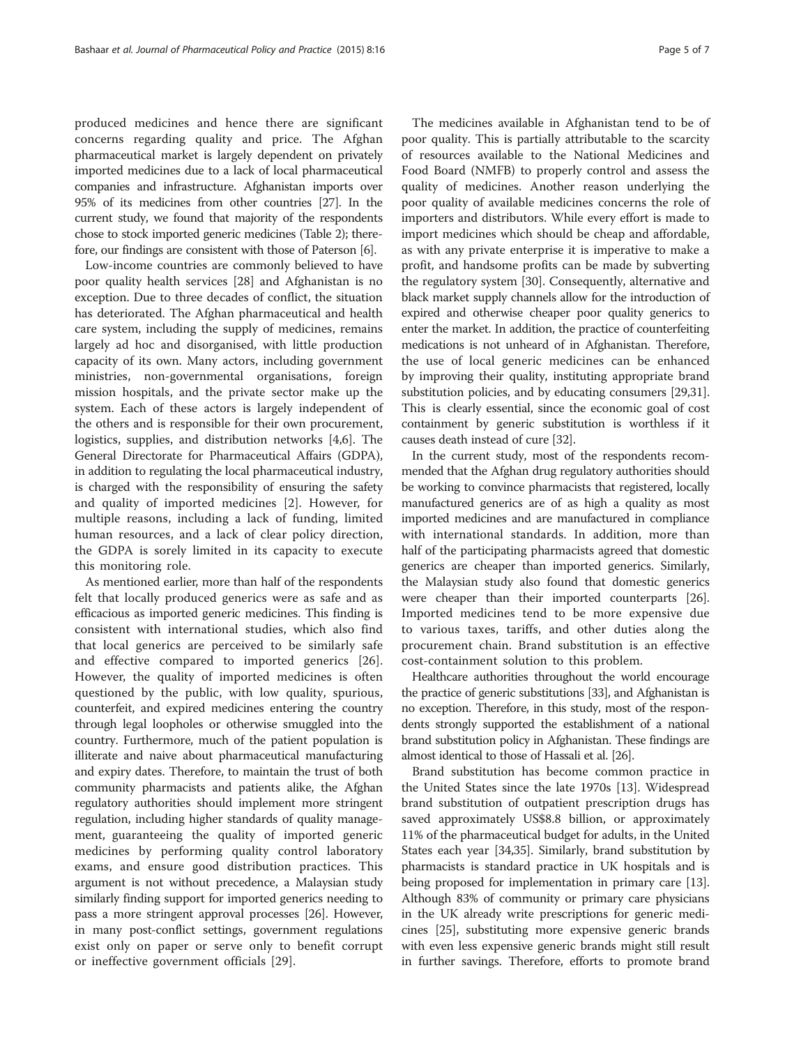produced medicines and hence there are significant concerns regarding quality and price. The Afghan pharmaceutical market is largely dependent on privately imported medicines due to a lack of local pharmaceutical companies and infrastructure. Afghanistan imports over 95% of its medicines from other countries [27]. In the current study, we found that majority of the respondents chose to stock imported generic medicines (Table 2); therefore, our findings are consistent with those of Paterson [6].

Low-income countries are commonly believed to have poor quality health services [28] and Afghanistan is no exception. Due to three decades of conflict, the situation has deteriorated. The Afghan pharmaceutical and health care system, including the supply of medicines, remains largely ad hoc and disorganised, with little production capacity of its own. Many actors, including government ministries, non-governmental organisations, foreign mission hospitals, and the private sector make up the system. Each of these actors is largely independent of the others and is responsible for their own procurement, logistics, supplies, and distribution networks [4,6]. The General Directorate for Pharmaceutical Affairs (GDPA), in addition to regulating the local pharmaceutical industry, is charged with the responsibility of ensuring the safety and quality of imported medicines [2]. However, for multiple reasons, including a lack of funding, limited human resources, and a lack of clear policy direction, the GDPA is sorely limited in its capacity to execute this monitoring role.

As mentioned earlier, more than half of the respondents felt that locally produced generics were as safe and as efficacious as imported generic medicines. This finding is consistent with international studies, which also find that local generics are perceived to be similarly safe and effective compared to imported generics [26]. However, the quality of imported medicines is often questioned by the public, with low quality, spurious, counterfeit, and expired medicines entering the country through legal loopholes or otherwise smuggled into the country. Furthermore, much of the patient population is illiterate and naive about pharmaceutical manufacturing and expiry dates. Therefore, to maintain the trust of both community pharmacists and patients alike, the Afghan regulatory authorities should implement more stringent regulation, including higher standards of quality management, guaranteeing the quality of imported generic medicines by performing quality control laboratory exams, and ensure good distribution practices. This argument is not without precedence, a Malaysian study similarly finding support for imported generics needing to pass a more stringent approval processes [26]. However, in many post-conflict settings, government regulations exist only on paper or serve only to benefit corrupt or ineffective government officials [29].

The medicines available in Afghanistan tend to be of poor quality. This is partially attributable to the scarcity of resources available to the National Medicines and Food Board (NMFB) to properly control and assess the quality of medicines. Another reason underlying the poor quality of available medicines concerns the role of importers and distributors. While every effort is made to import medicines which should be cheap and affordable, as with any private enterprise it is imperative to make a profit, and handsome profits can be made by subverting the regulatory system [30]. Consequently, alternative and black market supply channels allow for the introduction of expired and otherwise cheaper poor quality generics to enter the market. In addition, the practice of counterfeiting medications is not unheard of in Afghanistan. Therefore, the use of local generic medicines can be enhanced by improving their quality, instituting appropriate brand substitution policies, and by educating consumers [29,31]. This is clearly essential, since the economic goal of cost containment by generic substitution is worthless if it causes death instead of cure [32].

In the current study, most of the respondents recommended that the Afghan drug regulatory authorities should be working to convince pharmacists that registered, locally manufactured generics are of as high a quality as most imported medicines and are manufactured in compliance with international standards. In addition, more than half of the participating pharmacists agreed that domestic generics are cheaper than imported generics. Similarly, the Malaysian study also found that domestic generics were cheaper than their imported counterparts [26]. Imported medicines tend to be more expensive due to various taxes, tariffs, and other duties along the procurement chain. Brand substitution is an effective cost-containment solution to this problem.

Healthcare authorities throughout the world encourage the practice of generic substitutions [33], and Afghanistan is no exception. Therefore, in this study, most of the respondents strongly supported the establishment of a national brand substitution policy in Afghanistan. These findings are almost identical to those of Hassali et al. [26].

Brand substitution has become common practice in the United States since the late 1970s [13]. Widespread brand substitution of outpatient prescription drugs has saved approximately US$8.8 billion, or approximately 11% of the pharmaceutical budget for adults, in the United States each year [34,35]. Similarly, brand substitution by pharmacists is standard practice in UK hospitals and is being proposed for implementation in primary care [13]. Although 83% of community or primary care physicians in the UK already write prescriptions for generic medicines [25], substituting more expensive generic brands with even less expensive generic brands might still result in further savings. Therefore, efforts to promote brand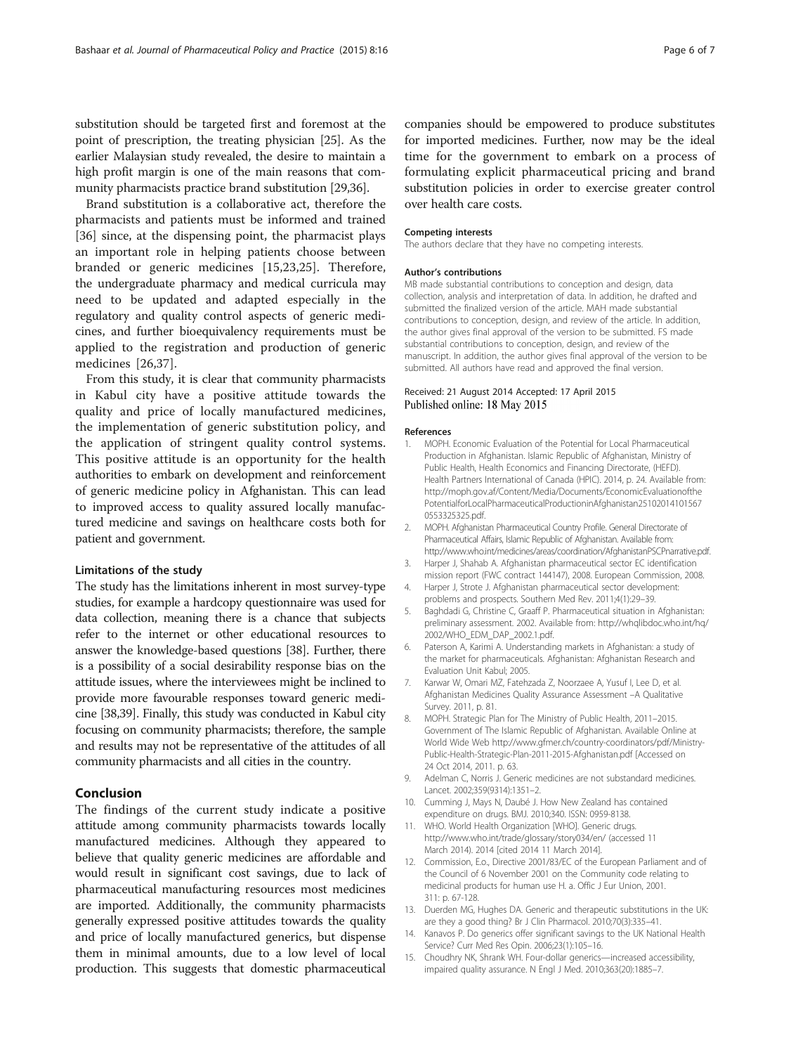substitution should be targeted first and foremost at the point of prescription, the treating physician [25]. As the earlier Malaysian study revealed, the desire to maintain a high profit margin is one of the main reasons that community pharmacists practice brand substitution [29,36].

Brand substitution is a collaborative act, therefore the pharmacists and patients must be informed and trained [36] since, at the dispensing point, the pharmacist plays an important role in helping patients choose between branded or generic medicines [15,23,25]. Therefore, the undergraduate pharmacy and medical curricula may need to be updated and adapted especially in the regulatory and quality control aspects of generic medicines, and further bioequivalency requirements must be applied to the registration and production of generic medicines [26,37].

From this study, it is clear that community pharmacists in Kabul city have a positive attitude towards the quality and price of locally manufactured medicines, the implementation of generic substitution policy, and the application of stringent quality control systems. This positive attitude is an opportunity for the health authorities to embark on development and reinforcement of generic medicine policy in Afghanistan. This can lead to improved access to quality assured locally manufactured medicine and savings on healthcare costs both for patient and government.

### Limitations of the study

The study has the limitations inherent in most survey-type studies, for example a hardcopy questionnaire was used for data collection, meaning there is a chance that subjects refer to the internet or other educational resources to answer the knowledge-based questions [38]. Further, there is a possibility of a social desirability response bias on the attitude issues, where the interviewees might be inclined to provide more favourable responses toward generic medicine [38,39]. Finally, this study was conducted in Kabul city focusing on community pharmacists; therefore, the sample and results may not be representative of the attitudes of all community pharmacists and all cities in the country.

## Conclusion

The findings of the current study indicate a positive attitude among community pharmacists towards locally manufactured medicines. Although they appeared to believe that quality generic medicines are affordable and would result in significant cost savings, due to lack of pharmaceutical manufacturing resources most medicines are imported. Additionally, the community pharmacists generally expressed positive attitudes towards the quality and price of locally manufactured generics, but dispense them in minimal amounts, due to a low level of local production. This suggests that domestic pharmaceutical companies should be empowered to produce substitutes for imported medicines. Further, now may be the ideal time for the government to embark on a process of formulating explicit pharmaceutical pricing and brand substitution policies in order to exercise greater control over health care costs.

#### Competing interests

The authors declare that they have no competing interests.

#### Author's contributions

MB made substantial contributions to conception and design, data collection, analysis and interpretation of data. In addition, he drafted and submitted the finalized version of the article. MAH made substantial contributions to conception, design, and review of the article. In addition, the author gives final approval of the version to be submitted. FS made substantial contributions to conception, design, and review of the manuscript. In addition, the author gives final approval of the version to be submitted. All authors have read and approved the final version.

Received: 21 August 2014 Accepted: 17 April 2015
Published online: 18 May 2015

#### References

1. MOPH. Economic Evaluation of the Potential for Local Pharmaceutical Production in Afghanistan. Islamic Republic of Afghanistan, Ministry of Public Health, Health Economics and Financing Directorate, (HEFD). Health Partners International of Canada (HPIC). 2014, p. 24. Available from: http://moph.gov.af/Content/Media/Documents/EconomicEvaluationofthePotentialforLocalPharmaceuticalProductioninAfghanistan251020141015670553325325.pdf.
2. MOPH. Afghanistan Pharmaceutical Country Profile. General Directorate of Pharmaceutical Affairs, Islamic Republic of Afghanistan. Available from: http://www.who.int/medicines/areas/coordination/AfghanistanPSCPnarrative.pdf.
3. Harper J, Shahab A. Afghanistan pharmaceutical sector EC identification mission report (FWC contract 144147), 2008. European Commission, 2008.
4. Harper J, Strote J. Afghanistan pharmaceutical sector development: problems and prospects. Southern Med Rev. 2011;4(1):29–39.
5. Baghdadi G, Christine C, Graaff P. Pharmaceutical situation in Afghanistan: preliminary assessment. 2002. Available from: http://whqlibdoc.who.int/hq/2002/WHO_EDM_DAP_2002.1.pdf.
6. Paterson A, Karimi A. Understanding markets in Afghanistan: a study of the market for pharmaceuticals. Afghanistan: Afghanistan Research and Evaluation Unit Kabul; 2005.
7. Karwar W, Omari MZ, Fatehzada Z, Noorzaee A, Yusuf I, Lee D, et al. Afghanistan Medicines Quality Assurance Assessment –A Qualitative Survey. 2011, p. 81.
8. MOPH. Strategic Plan for The Ministry of Public Health, 2011–2015. Government of The Islamic Republic of Afghanistan. Available Online at World Wide Web http://www.gfmer.ch/country-coordinators/pdf/Ministry-Public-Health-Strategic-Plan-2011-2015-Afghanistan.pdf [Accessed on 24 Oct 2014, 2011. p. 63.
9. Adelman C, Norris J. Generic medicines are not substandard medicines. Lancet. 2002;359(9314):1351–2.
10. Cumming J, Mays N, Daubé J. How New Zealand has contained expenditure on drugs. BMJ. 2010;340. ISSN: 0959-8138.
11. WHO. World Health Organization [WHO]. Generic drugs. http://www.who.int/trade/glossary/story034/en/ (accessed 11 March 2014). 2014 [cited 2014 11 March 2014].
12. Commission, E.o., Directive 2001/83/EC of the European Parliament and of the Council of 6 November 2001 on the Community code relating to medicinal products for human use H. a. Offic J Eur Union, 2001. 311: p. 67-128.
13. Duerden MG, Hughes DA. Generic and therapeutic substitutions in the UK: are they a good thing? Br J Clin Pharmacol. 2010;70(3):335–41.
14. Kanavos P. Do generics offer significant savings to the UK National Health Service? Curr Med Res Opin. 2006;23(1):105–16.
15. Choudhry NK, Shrank WH. Four-dollar generics—increased accessibility, impaired quality assurance. N Engl J Med. 2010;363(20):1885–7.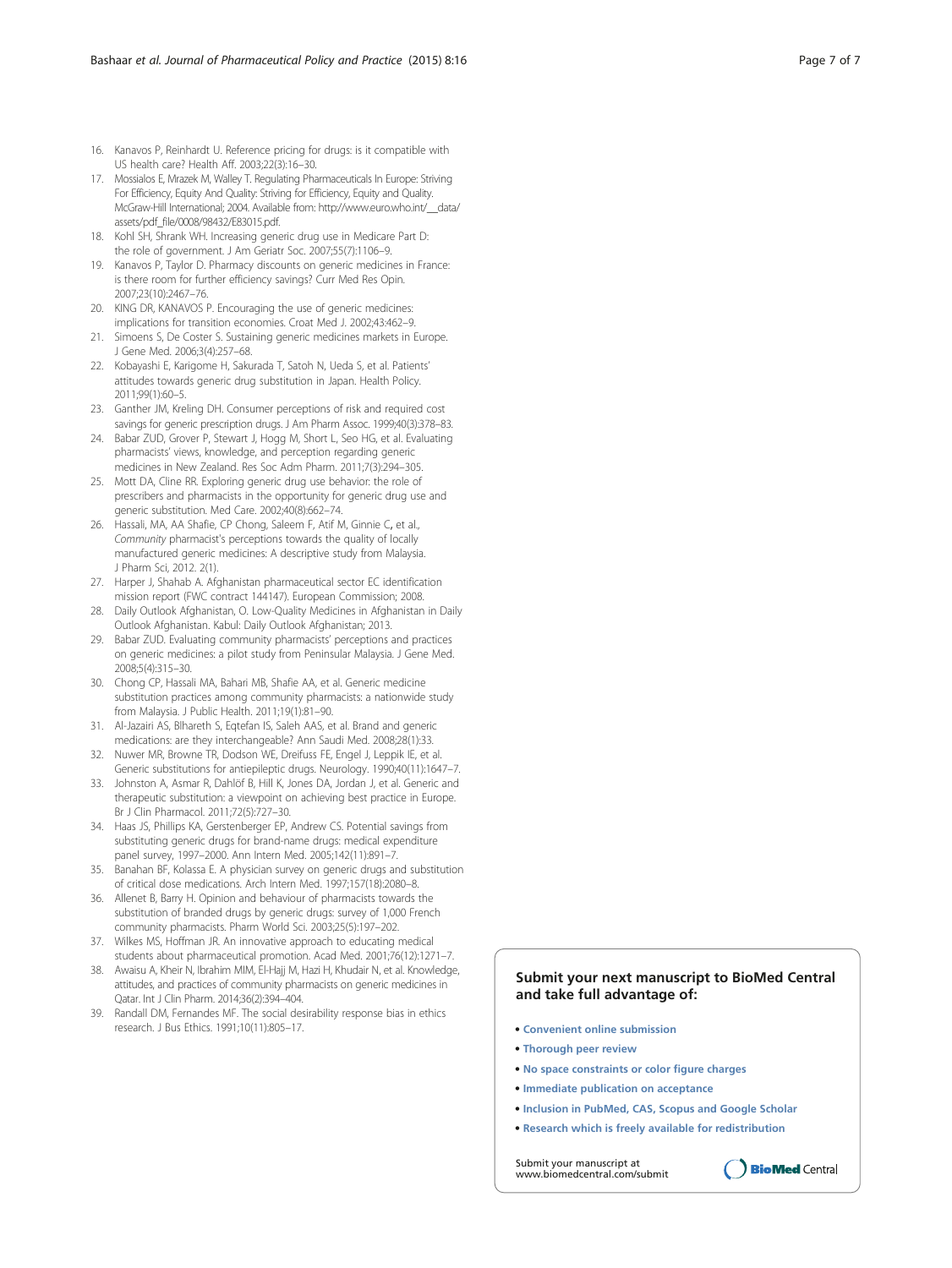16. Kanavos P, Reinhardt U. Reference pricing for drugs: is it compatible with US health care? Health Aff. 2003;22(3):16–30.
17. Mossialos E, Mrazek M, Walley T. Regulating Pharmaceuticals In Europe: Striving For Efficiency, Equity And Quality: Striving for Efficiency, Equity and Quality. McGraw-Hill International; 2004. Available from: http://www.euro.who.int/__data/assets/pdf_file/0008/98432/E83015.pdf.
18. Kohl SH, Shrank WH. Increasing generic drug use in Medicare Part D: the role of government. J Am Geriatr Soc. 2007;55(7):1106–9.
19. Kanavos P, Taylor D. Pharmacy discounts on generic medicines in France: is there room for further efficiency savings? Curr Med Res Opin. 2007;23(10):2467–76.
20. KING DR, KANAVOS P. Encouraging the use of generic medicines: implications for transition economies. Croat Med J. 2002;43:462–9.
21. Simoens S, De Coster S. Sustaining generic medicines markets in Europe. J Gene Med. 2006;3(4):257–68.
22. Kobayashi E, Karigome H, Sakurada T, Satoh N, Ueda S, et al. Patients' attitudes towards generic drug substitution in Japan. Health Policy. 2011;99(1):60–5.
23. Ganther JM, Kreling DH. Consumer perceptions of risk and required cost savings for generic prescription drugs. J Am Pharm Assoc. 1999;40(3):378–83.
24. Babar ZUD, Grover P, Stewart J, Hogg M, Short L, Seo HG, et al. Evaluating pharmacists' views, knowledge, and perception regarding generic medicines in New Zealand. Res Soc Adm Pharm. 2011;7(3):294–305.
25. Mott DA, Cline RR. Exploring generic drug use behavior: the role of prescribers and pharmacists in the opportunity for generic drug use and generic substitution. Med Care. 2002;40(8):662–74.
26. Hassali, MA, AA Shafie, CP Chong, Saleem F, Atif M, Ginnie C, et al., *Community* pharmacist's perceptions towards the quality of locally manufactured generic medicines: A descriptive study from Malaysia. J Pharm Sci, 2012. 2(1).
27. Harper J, Shahab A. Afghanistan pharmaceutical sector EC identification mission report (FWC contract 144147). European Commission; 2008.
28. Daily Outlook Afghanistan, O. Low-Quality Medicines in Afghanistan in Daily Outlook Afghanistan. Kabul: Daily Outlook Afghanistan; 2013.
29. Babar ZUD. Evaluating community pharmacists' perceptions and practices on generic medicines: a pilot study from Peninsular Malaysia. J Gene Med. 2008;5(4):315–30.
30. Chong CP, Hassali MA, Bahari MB, Shafie AA, et al. Generic medicine substitution practices among community pharmacists: a nationwide study from Malaysia. J Public Health. 2011;19(1):81–90.
31. Al-Jazairi AS, Blhareth S, Eqtefan IS, Saleh AAS, et al. Brand and generic medications: are they interchangeable? Ann Saudi Med. 2008;28(1):33.
32. Nuwer MR, Browne TR, Dodson WE, Dreifuss FE, Engel J, Leppik IE, et al. Generic substitutions for antiepileptic drugs. Neurology. 1990;40(11):1647–7.
33. Johnston A, Asmar R, Dahlöf B, Hill K, Jones DA, Jordan J, et al. Generic and therapeutic substitution: a viewpoint on achieving best practice in Europe. Br J Clin Pharmacol. 2011;72(5):727–30.
34. Haas JS, Phillips KA, Gerstenberger EP, Andrew CS. Potential savings from substituting generic drugs for brand-name drugs: medical expenditure panel survey, 1997–2000. Ann Intern Med. 2005;142(11):891–7.
35. Banahan BF, Kolassa E. A physician survey on generic drugs and substitution of critical dose medications. Arch Intern Med. 1997;157(18):2080–8.
36. Allenet B, Barry H. Opinion and behaviour of pharmacists towards the substitution of branded drugs by generic drugs: survey of 1,000 French community pharmacists. Pharm World Sci. 2003;25(5):197–202.
37. Wilkes MS, Hoffman JR. An innovative approach to educating medical students about pharmaceutical promotion. Acad Med. 2001;76(12):1271–7.
38. Awaisu A, Kheir N, Ibrahim MIM, El-Hajj M, Hazi H, Khudair N, et al. Knowledge, attitudes, and practices of community pharmacists on generic medicines in Qatar. Int J Clin Pharm. 2014;36(2):394–404.
39. Randall DM, Fernandes MF. The social desirability response bias in ethics research. J Bus Ethics. 1991;10(11):805–17.

**Submit your next manuscript to BioMed Central and take full advantage of:**

- Convenient online submission
- Thorough peer review
- No space constraints or color figure charges
- Immediate publication on acceptance
- Inclusion in PubMed, CAS, Scopus and Google Scholar
- Research which is freely available for redistribution

Submit your manuscript at
www.biomedcentral.com/submit

BioMed Central